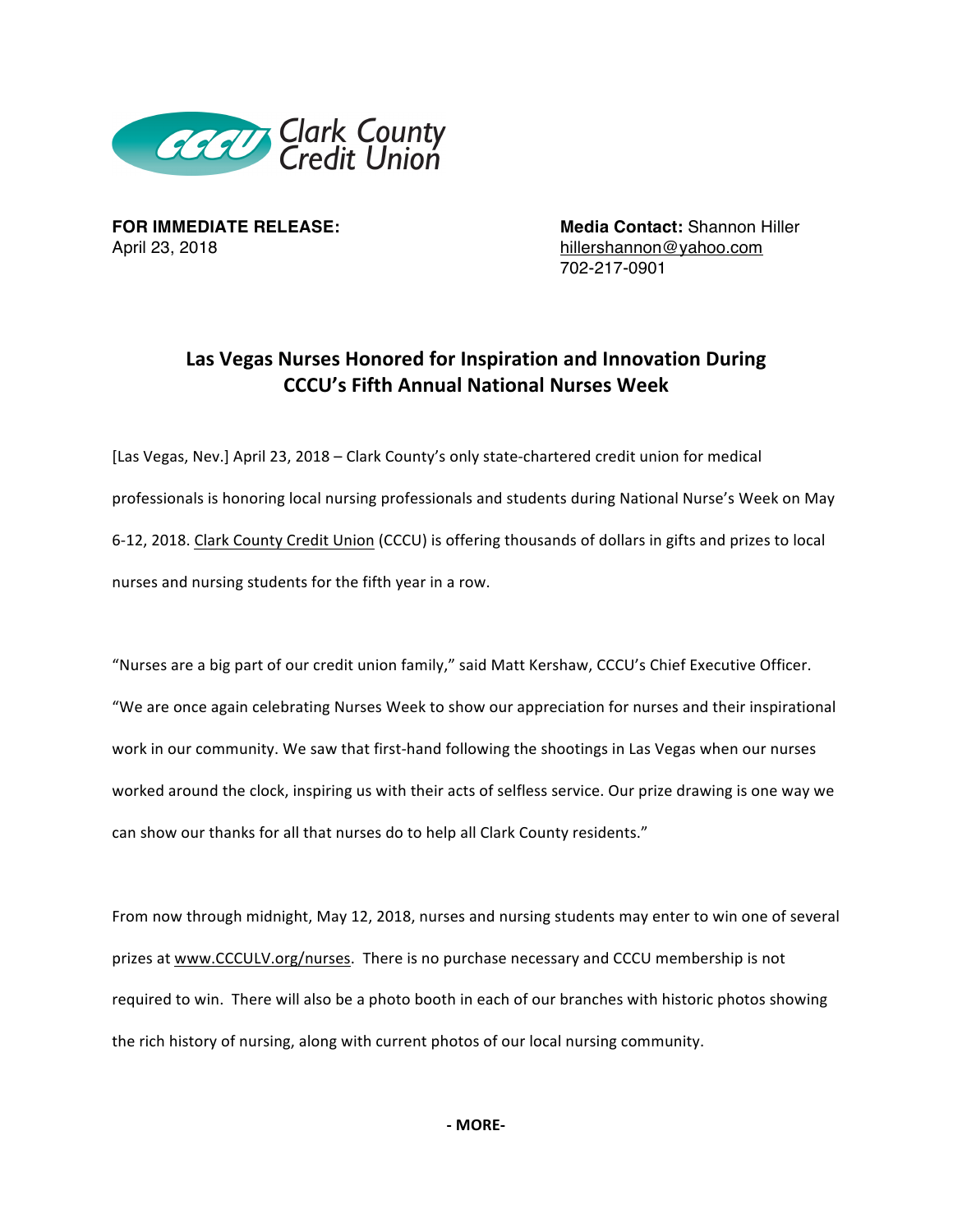Clark County Credit Union

**FOR IMMEDIATE RELEASE:**
April 23, 2018

**Media Contact:** Shannon Hiller
hillershannon@yahoo.com
702-217-0901

## Las Vegas Nurses Honored for Inspiration and Innovation During CCCU's Fifth Annual National Nurses Week

[Las Vegas, Nev.] April 23, 2018 – Clark County's only state-chartered credit union for medical professionals is honoring local nursing professionals and students during National Nurse's Week on May 6-12, 2018. Clark County Credit Union (CCCU) is offering thousands of dollars in gifts and prizes to local nurses and nursing students for the fifth year in a row.

"Nurses are a big part of our credit union family," said Matt Kershaw, CCCU's Chief Executive Officer. "We are once again celebrating Nurses Week to show our appreciation for nurses and their inspirational work in our community. We saw that first-hand following the shootings in Las Vegas when our nurses worked around the clock, inspiring us with their acts of selfless service. Our prize drawing is one way we can show our thanks for all that nurses do to help all Clark County residents."

From now through midnight, May 12, 2018, nurses and nursing students may enter to win one of several prizes at www.CCCULV.org/nurses. There is no purchase necessary and CCCU membership is not required to win. There will also be a photo booth in each of our branches with historic photos showing the rich history of nursing, along with current photos of our local nursing community.

**- MORE-**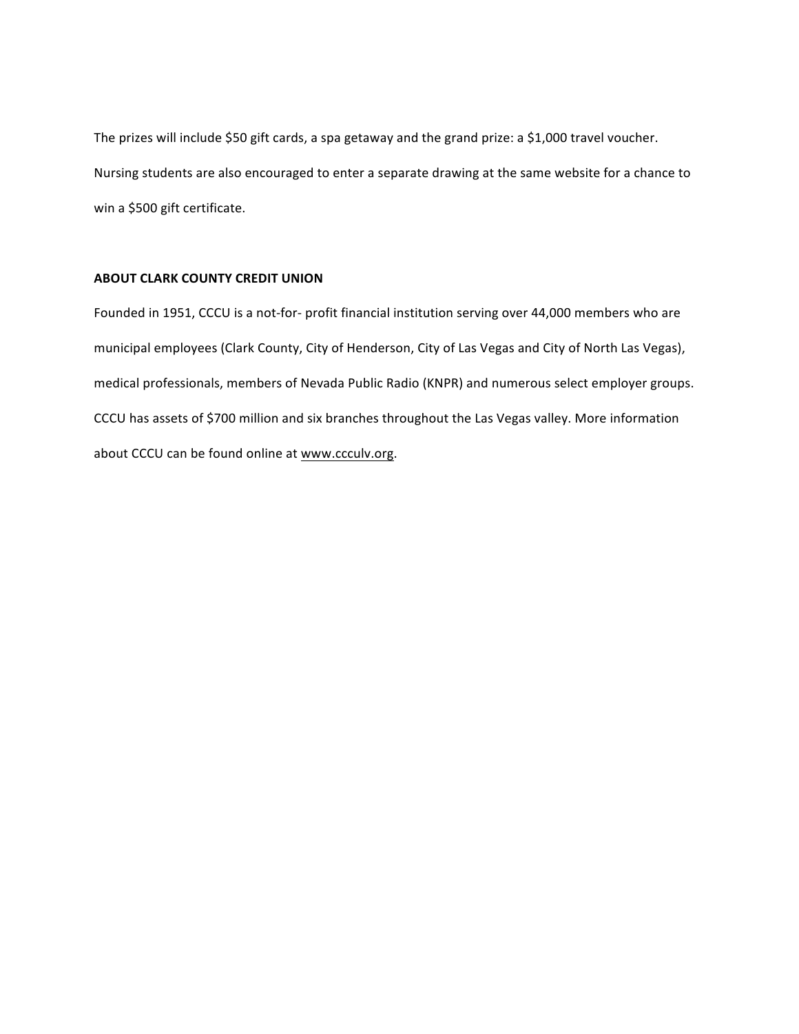The prizes will include $50 gift cards, a spa getaway and the grand prize: a $1,000 travel voucher. Nursing students are also encouraged to enter a separate drawing at the same website for a chance to win a $500 gift certificate.

**ABOUT CLARK COUNTY CREDIT UNION**

Founded in 1951, CCCU is a not-for- profit financial institution serving over 44,000 members who are municipal employees (Clark County, City of Henderson, City of Las Vegas and City of North Las Vegas), medical professionals, members of Nevada Public Radio (KNPR) and numerous select employer groups. CCCU has assets of $700 million and six branches throughout the Las Vegas valley. More information about CCCU can be found online at www.ccculv.org.